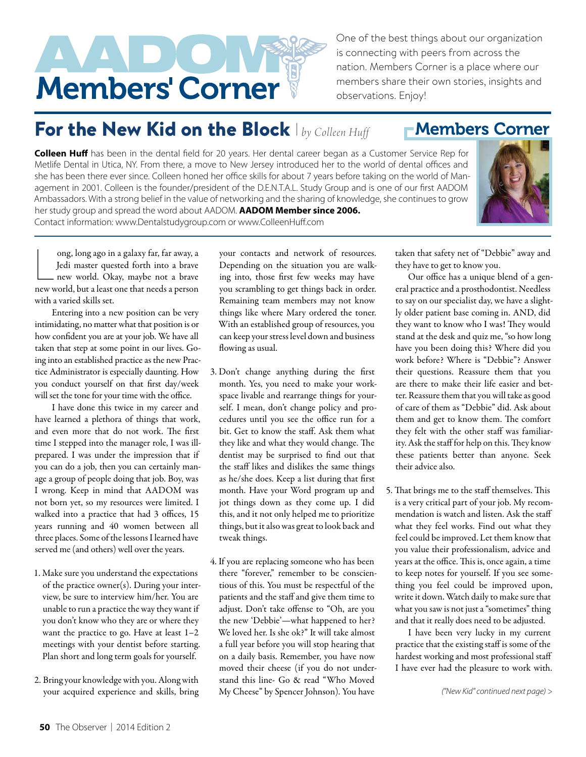# AADOM Members' Corner

One of the best things about our organization is connecting with peers from across the nation. Members Corner is a place where our members share their own stories, insights and observations. Enjoy!

## For the New Kid on the Block | *by Colleen Huff*

**Colleen Huff** has been in the dental field for 20 years. Her dental career began as a Customer Service Rep for Metlife Dental in Utica, NY. From there, a move to New Jersey introduced her to the world of dental offices and she has been there ever since. Colleen honed her office skills for about 7 years before taking on the world of Management in 2001. Colleen is the founder/president of the D.E.N.T.A.L. Study Group and is one of our first AADOM Ambassadors. With a strong belief in the value of networking and the sharing of knowledge, she continues to grow her study group and spread the word about AADOM. **AADOM Member since 2006.**
Contact information: www.Dentalstudygroup.com or www.ColleenHuff.com

Long, long ago in a galaxy far, far away, a Jedi master quested forth into a brave new world. Okay, maybe not a brave new world, but a least one that needs a person with a varied skills set.

Entering into a new position can be very intimidating, no matter what that position is or how confident you are at your job. We have all taken that step at some point in our lives. Going into an established practice as the new Practice Administrator is especially daunting. How you conduct yourself on that first day/week will set the tone for your time with the office.

I have done this twice in my career and have learned a plethora of things that work, and even more that do not work. The first time I stepped into the manager role, I was ill-prepared. I was under the impression that if you can do a job, then you can certainly manage a group of people doing that job. Boy, was I wrong. Keep in mind that AADOM was not born yet, so my resources were limited. I walked into a practice that had 3 offices, 15 years running and 40 women between all three places. Some of the lessons I learned have served me (and others) well over the years.

1. Make sure you understand the expectations of the practice owner(s). During your interview, be sure to interview him/her. You are unable to run a practice the way they want if you don't know who they are or where they want the practice to go. Have at least 1–2 meetings with your dentist before starting. Plan short and long term goals for yourself.

2. Bring your knowledge with you. Along with your acquired experience and skills, bring your contacts and network of resources. Depending on the situation you are walking into, those first few weeks may have you scrambling to get things back in order. Remaining team members may not know things like where Mary ordered the toner. With an established group of resources, you can keep your stress level down and business flowing as usual.

3. Don't change anything during the first month. Yes, you need to make your workspace livable and rearrange things for yourself. I mean, don't change policy and procedures until you see the office run for a bit. Get to know the staff. Ask them what they like and what they would change. The dentist may be surprised to find out that the staff likes and dislikes the same things as he/she does. Keep a list during that first month. Have your Word program up and jot things down as they come up. I did this, and it not only helped me to prioritize things, but it also was great to look back and tweak things.

4. If you are replacing someone who has been there "forever," remember to be conscientious of this. You must be respectful of the patients and the staff and give them time to adjust. Don't take offense to "Oh, are you the new 'Debbie'—what happened to her? We loved her. Is she ok?" It will take almost a full year before you will stop hearing that on a daily basis. Remember, you have now moved their cheese (if you do not understand this line- Go & read "Who Moved My Cheese" by Spencer Johnson). You have taken that safety net of "Debbie" away and they have to get to know you.

   Our office has a unique blend of a general practice and a prosthodontist. Needless to say on our specialist day, we have a slightly older patient base coming in. AND, did they want to know who I was! They would stand at the desk and quiz me, "so how long have you been doing this? Where did you work before? Where is "Debbie"? Answer their questions. Reassure them that you are there to make their life easier and better. Reassure them that you will take as good of care of them as "Debbie" did. Ask about them and get to know them. The comfort they felt with the other staff was familiarity. Ask the staff for help on this. They know these patients better than anyone. Seek their advice also.

5. That brings me to the staff themselves. This is a very critical part of your job. My recommendation is watch and listen. Ask the staff what they feel works. Find out what they feel could be improved. Let them know that you value their professionalism, advice and years at the office. This is, once again, a time to keep notes for yourself. If you see something you feel could be improved upon, write it down. Watch daily to make sure that what you saw is not just a "sometimes" thing and that it really does need to be adjusted.

   I have been very lucky in my current practice that the existing staff is some of the hardest working and most professional staff I have ever had the pleasure to work with.

*("New Kid" continued next page) >*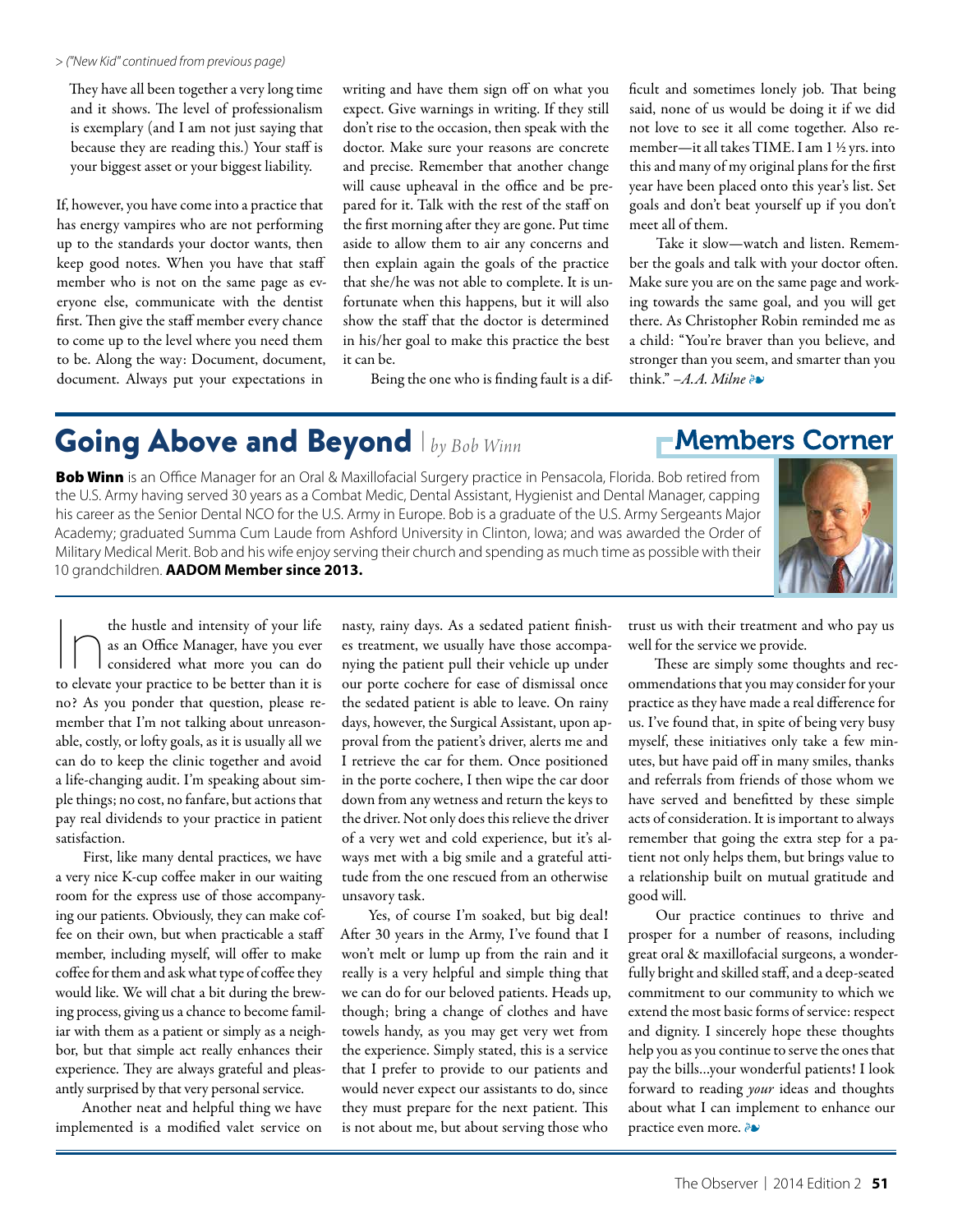> *("New Kid" continued from previous page)*

They have all been together a very long time and it shows. The level of professionalism is exemplary (and I am not just saying that because they are reading this.) Your staff is your biggest asset or your biggest liability.

If, however, you have come into a practice that has energy vampires who are not performing up to the standards your doctor wants, then keep good notes. When you have that staff member who is not on the same page as everyone else, communicate with the dentist first. Then give the staff member every chance to come up to the level where you need them to be. Along the way: Document, document, document. Always put your expectations in writing and have them sign off on what you expect. Give warnings in writing. If they still don't rise to the occasion, then speak with the doctor. Make sure your reasons are concrete and precise. Remember that another change will cause upheaval in the office and be prepared for it. Talk with the rest of the staff on the first morning after they are gone. Put time aside to allow them to air any concerns and then explain again the goals of the practice that she/he was not able to complete. It is unfortunate when this happens, but it will also show the staff that the doctor is determined in his/her goal to make this practice the best it can be.

Being the one who is finding fault is a difficult and sometimes lonely job. That being said, none of us would be doing it if we did not love to see it all come together. Also remember—it all takes TIME. I am 1 ½ yrs. into this and many of my original plans for the first year have been placed onto this year's list. Set goals and don't beat yourself up if you don't meet all of them.

Take it slow—watch and listen. Remember the goals and talk with your doctor often. Make sure you are on the same page and working towards the same goal, and you will get there. As Christopher Robin reminded me as a child: "You're braver than you believe, and stronger than you seem, and smarter than you think." *–A.A. Milne* ❧

# Going Above and Beyond | *by Bob Winn*

## Members Corner

**Bob Winn** is an Office Manager for an Oral & Maxillofacial Surgery practice in Pensacola, Florida. Bob retired from the U.S. Army having served 30 years as a Combat Medic, Dental Assistant, Hygienist and Dental Manager, capping his career as the Senior Dental NCO for the U.S. Army in Europe. Bob is a graduate of the U.S. Army Sergeants Major Academy; graduated Summa Cum Laude from Ashford University in Clinton, Iowa; and was awarded the Order of Military Medical Merit. Bob and his wife enjoy serving their church and spending as much time as possible with their 10 grandchildren. **AADOM Member since 2013.**

In the hustle and intensity of your life as an Office Manager, have you ever considered what more you can do to elevate your practice to be better than it is no? As you ponder that question, please remember that I'm not talking about unreasonable, costly, or lofty goals, as it is usually all we can do to keep the clinic together and avoid a life-changing audit. I'm speaking about simple things; no cost, no fanfare, but actions that pay real dividends to your practice in patient satisfaction.

First, like many dental practices, we have a very nice K-cup coffee maker in our waiting room for the express use of those accompanying our patients. Obviously, they can make coffee on their own, but when practicable a staff member, including myself, will offer to make coffee for them and ask what type of coffee they would like. We will chat a bit during the brewing process, giving us a chance to become familiar with them as a patient or simply as a neighbor, but that simple act really enhances their experience. They are always grateful and pleasantly surprised by that very personal service.

Another neat and helpful thing we have implemented is a modified valet service on nasty, rainy days. As a sedated patient finishes treatment, we usually have those accompanying the patient pull their vehicle up under our porte cochere for ease of dismissal once the sedated patient is able to leave. On rainy days, however, the Surgical Assistant, upon approval from the patient's driver, alerts me and I retrieve the car for them. Once positioned in the porte cochere, I then wipe the car door down from any wetness and return the keys to the driver. Not only does this relieve the driver of a very wet and cold experience, but it's always met with a big smile and a grateful attitude from the one rescued from an otherwise unsavory task.

Yes, of course I'm soaked, but big deal! After 30 years in the Army, I've found that I won't melt or lump up from the rain and it really is a very helpful and simple thing that we can do for our beloved patients. Heads up, though; bring a change of clothes and have towels handy, as you may get very wet from the experience. Simply stated, this is a service that I prefer to provide to our patients and would never expect our assistants to do, since they must prepare for the next patient. This is not about me, but about serving those who trust us with their treatment and who pay us well for the service we provide.

These are simply some thoughts and recommendations that you may consider for your practice as they have made a real difference for us. I've found that, in spite of being very busy myself, these initiatives only take a few minutes, but have paid off in many smiles, thanks and referrals from friends of those whom we have served and benefitted by these simple acts of consideration. It is important to always remember that going the extra step for a patient not only helps them, but brings value to a relationship built on mutual gratitude and good will.

Our practice continues to thrive and prosper for a number of reasons, including great oral & maxillofacial surgeons, a wonderfully bright and skilled staff, and a deep-seated commitment to our community to which we extend the most basic forms of service: respect and dignity. I sincerely hope these thoughts help you as you continue to serve the ones that pay the bills...your wonderful patients! I look forward to reading *your* ideas and thoughts about what I can implement to enhance our practice even more. ❧